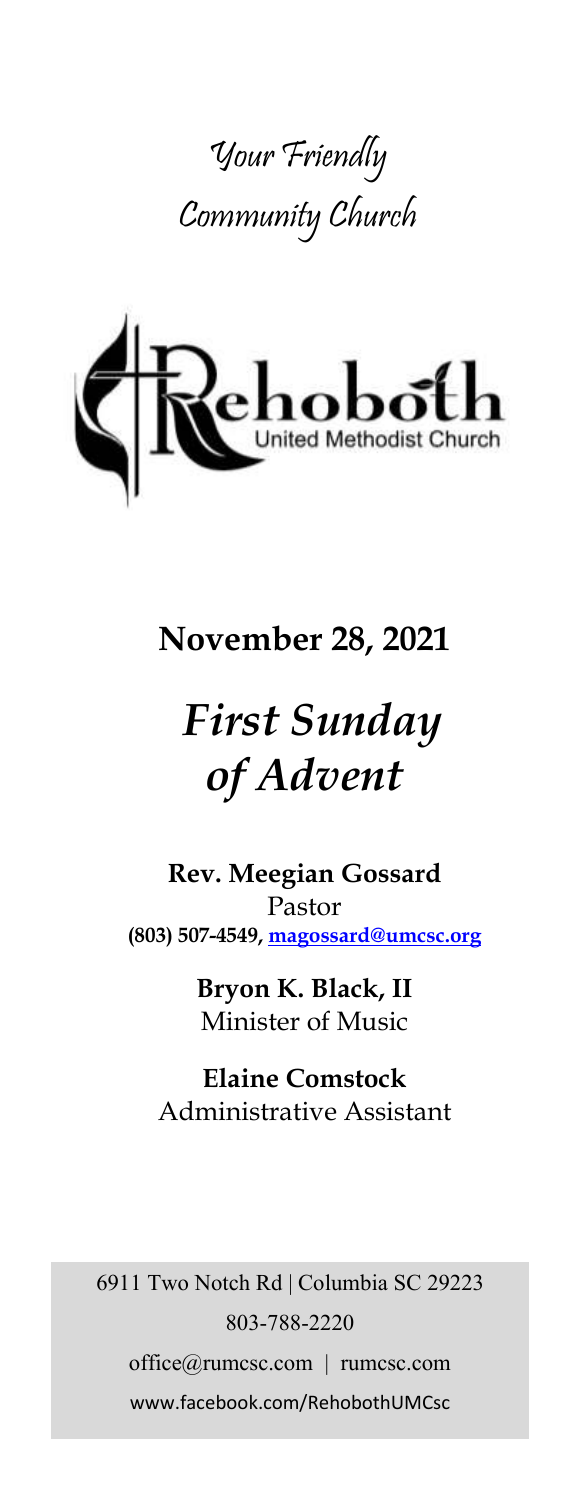# Your Friendly Community Church

Rehoboth
United Methodist Church

**November 28, 2021**

# *First Sunday of Advent*

**Rev. Meegian Gossard**
Pastor
**(803) 507-4549, magossard@umcsc.org**

**Bryon K. Black, II**
Minister of Music

**Elaine Comstock**
Administrative Assistant

6911 Two Notch Rd | Columbia SC 29223
803-788-2220
office@rumcsc.com | rumcsc.com
www.facebook.com/RehobothUMCsc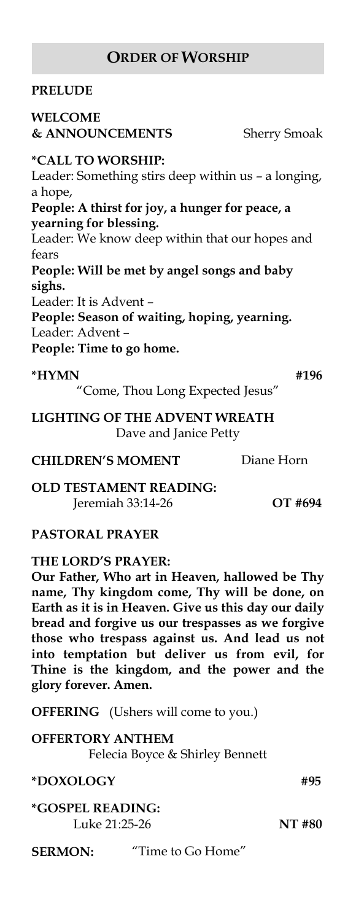## ORDER OF WORSHIP

**PRELUDE**

**WELCOME & ANNOUNCEMENTS** Sherry Smoak

***CALL TO WORSHIP:**

Leader: Something stirs deep within us – a longing, a hope,

**People: A thirst for joy, a hunger for peace, a yearning for blessing.**

Leader: We know deep within that our hopes and fears

**People: Will be met by angel songs and baby sighs.**

Leader: It is Advent –

**People: Season of waiting, hoping, yearning.**

Leader: Advent –

**People: Time to go home.**

***HYMN** **#196**

"Come, Thou Long Expected Jesus"

**LIGHTING OF THE ADVENT WREATH**

Dave and Janice Petty

**CHILDREN'S MOMENT** Diane Horn

**OLD TESTAMENT READING:**

Jeremiah 33:14-26 **OT #694**

**PASTORAL PRAYER**

**THE LORD'S PRAYER:**

**Our Father, Who art in Heaven, hallowed be Thy name, Thy kingdom come, Thy will be done, on Earth as it is in Heaven. Give us this day our daily bread and forgive us our trespasses as we forgive those who trespass against us. And lead us not into temptation but deliver us from evil, for Thine is the kingdom, and the power and the glory forever. Amen.**

**OFFERING** (Ushers will come to you.)

**OFFERTORY ANTHEM**

Felecia Boyce & Shirley Bennett

***DOXOLOGY** **#95**

***GOSPEL READING:**

Luke 21:25-26 **NT #80**

**SERMON:** "Time to Go Home"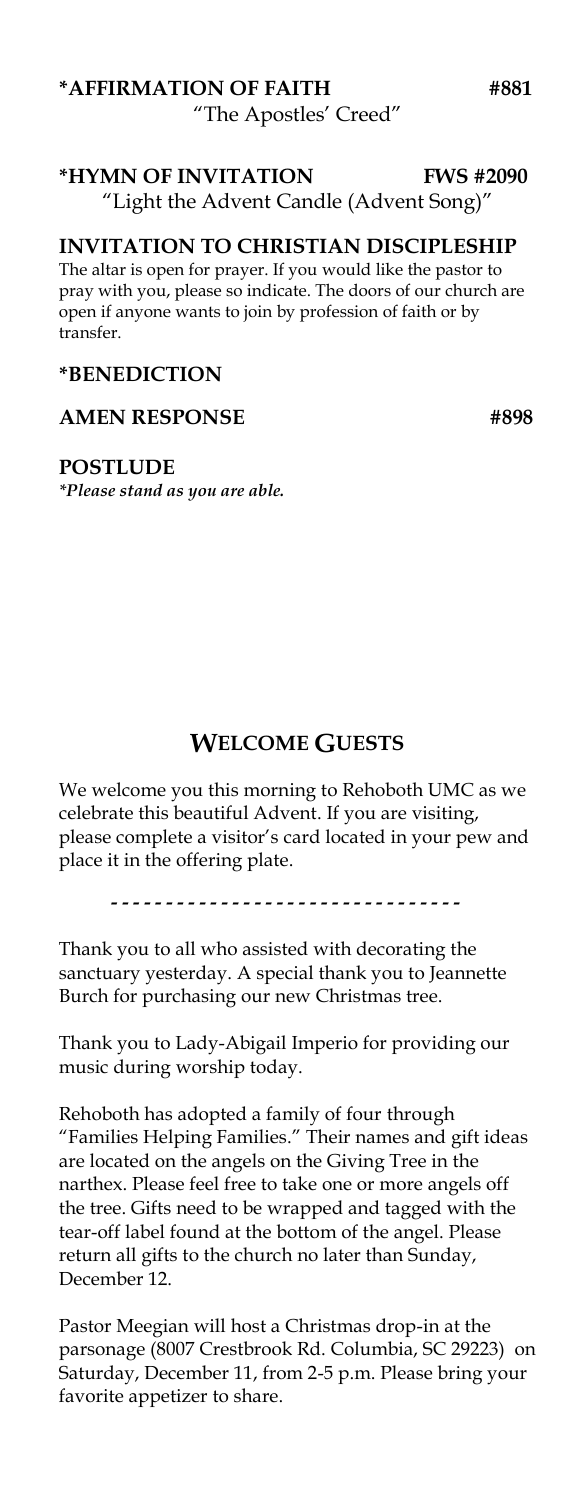**\*AFFIRMATION OF FAITH** **#881**
"The Apostles' Creed"

**\*HYMN OF INVITATION** **FWS #2090**
"Light the Advent Candle (Advent Song)"

**INVITATION TO CHRISTIAN DISCIPLESHIP**

The altar is open for prayer. If you would like the pastor to pray with you, please so indicate. The doors of our church are open if anyone wants to join by profession of faith or by transfer.

**\*BENEDICTION**

**AMEN RESPONSE** **#898**

**POSTLUDE**

*\*Please stand as you are able.*

## WELCOME GUESTS

We welcome you this morning to Rehoboth UMC as we celebrate this beautiful Advent. If you are visiting, please complete a visitor's card located in your pew and place it in the offering plate.

- - - - - - - - - - - - - - - - - - - - - - - - - - - - - - - -

Thank you to all who assisted with decorating the sanctuary yesterday. A special thank you to Jeannette Burch for purchasing our new Christmas tree.

Thank you to Lady-Abigail Imperio for providing our music during worship today.

Rehoboth has adopted a family of four through "Families Helping Families." Their names and gift ideas are located on the angels on the Giving Tree in the narthex. Please feel free to take one or more angels off the tree. Gifts need to be wrapped and tagged with the tear-off label found at the bottom of the angel. Please return all gifts to the church no later than Sunday, December 12.

Pastor Meegian will host a Christmas drop-in at the parsonage (8007 Crestbrook Rd. Columbia, SC 29223) on Saturday, December 11, from 2-5 p.m. Please bring your favorite appetizer to share.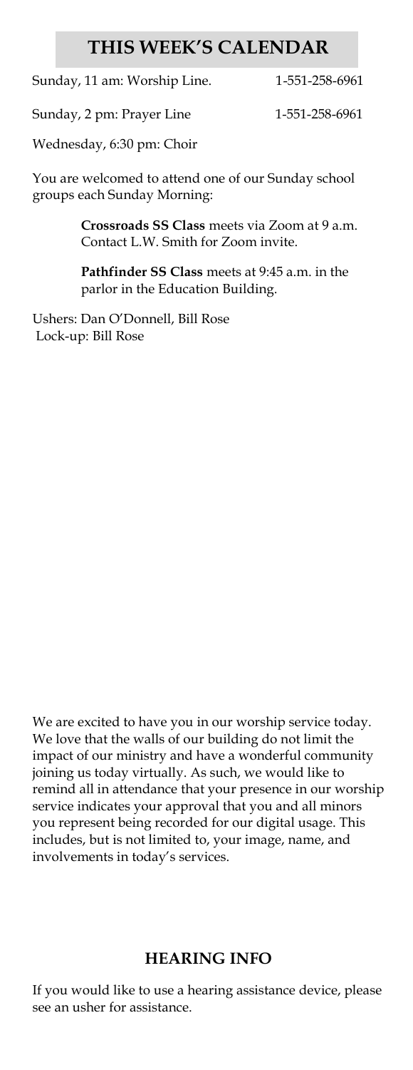## THIS WEEK'S CALENDAR

Sunday, 11 am: Worship Line. 1-551-258-6961

Sunday, 2 pm: Prayer Line 1-551-258-6961

Wednesday, 6:30 pm: Choir

You are welcomed to attend one of our Sunday school groups each Sunday Morning:

> **Crossroads SS Class** meets via Zoom at 9 a.m. Contact L.W. Smith for Zoom invite.
>
> **Pathfinder SS Class** meets at 9:45 a.m. in the parlor in the Education Building.

Ushers: Dan O'Donnell, Bill Rose
Lock-up: Bill Rose

We are excited to have you in our worship service today. We love that the walls of our building do not limit the impact of our ministry and have a wonderful community joining us today virtually. As such, we would like to remind all in attendance that your presence in our worship service indicates your approval that you and all minors you represent being recorded for our digital usage. This includes, but is not limited to, your image, name, and involvements in today's services.

## HEARING INFO

If you would like to use a hearing assistance device, please see an usher for assistance.